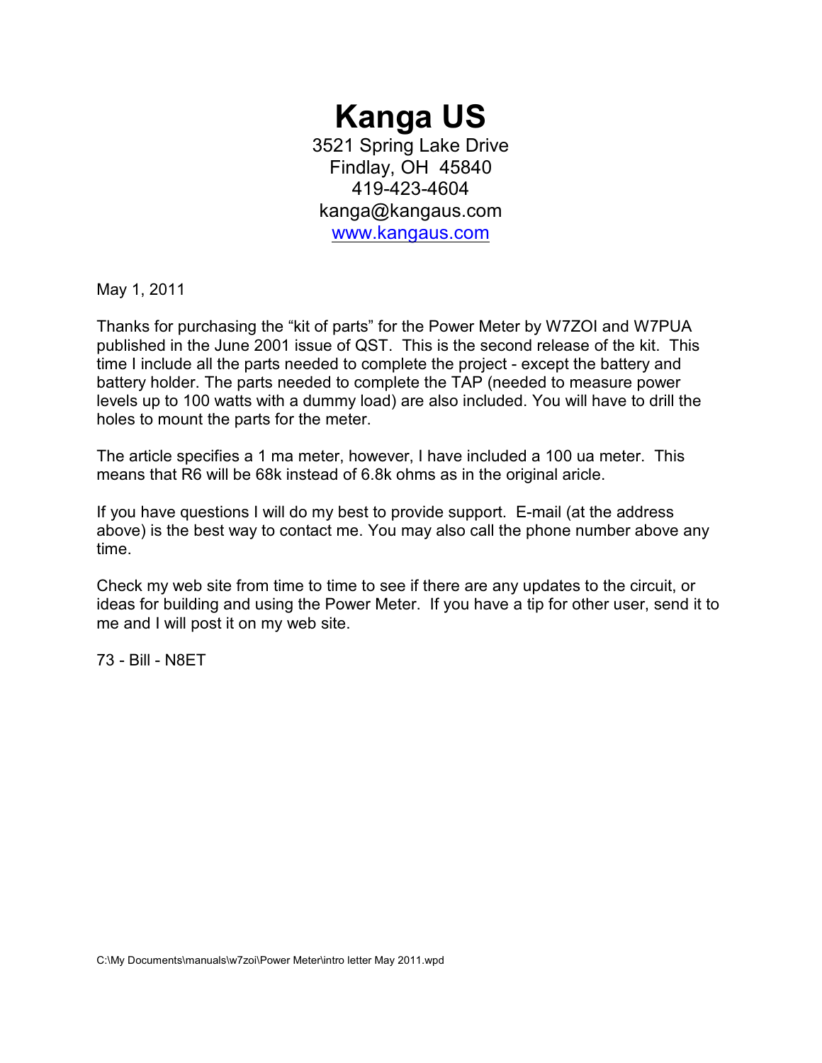# Kanga US

3521 Spring Lake Drive
Findlay, OH 45840
419-423-4604
kanga@kangaus.com
[www.kangaus.com](http://www.kangaus.com)

May 1, 2011

Thanks for purchasing the "kit of parts" for the Power Meter by W7ZOI and W7PUA published in the June 2001 issue of QST. This is the second release of the kit. This time I include all the parts needed to complete the project - except the battery and battery holder. The parts needed to complete the TAP (needed to measure power levels up to 100 watts with a dummy load) are also included. You will have to drill the holes to mount the parts for the meter.

The article specifies a 1 ma meter, however, I have included a 100 ua meter. This means that R6 will be 68k instead of 6.8k ohms as in the original aricle.

If you have questions I will do my best to provide support. E-mail (at the address above) is the best way to contact me. You may also call the phone number above any time.

Check my web site from time to time to see if there are any updates to the circuit, or ideas for building and using the Power Meter. If you have a tip for other user, send it to me and I will post it on my web site.

73 - Bill - N8ET

C:\My Documents\manuals\w7zoi\Power Meter\intro letter May 2011.wpd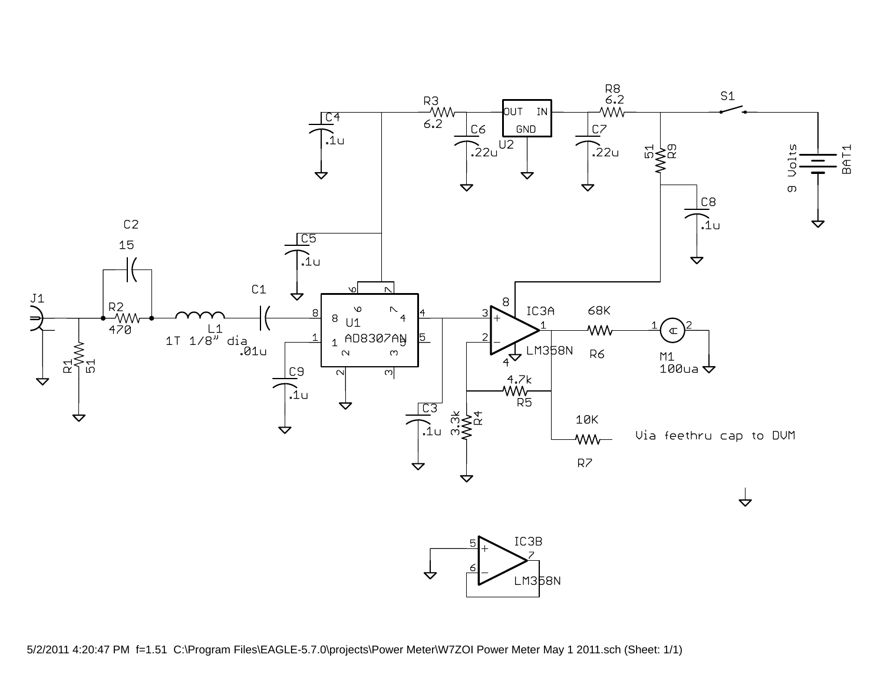J1

R1 51

R2 470

C2 15

L1 1T 1/8" dia

C1 .01u

U1 AD8307AN

C9 .1u

C5 .1u

C4 .1u

R3 6.2

C6 .22u

U2 OUT IN GND

C7 .22u

R8 6.2

S1

R9 51

C8 .1u

9 Volts BAT1

C3 .1u

IC3A LM358N

R4 3.3k

R5 4.7k

R6 68K

M1 100ua

R7 10K

Via feethru cap to DVM

IC3B LM358N

5/2/2011 4:20:47 PM f=1.51 C:\Program Files\EAGLE-5.7.0\projects\Power Meter\W7ZOI Power Meter May 1 2011.sch (Sheet: 1/1)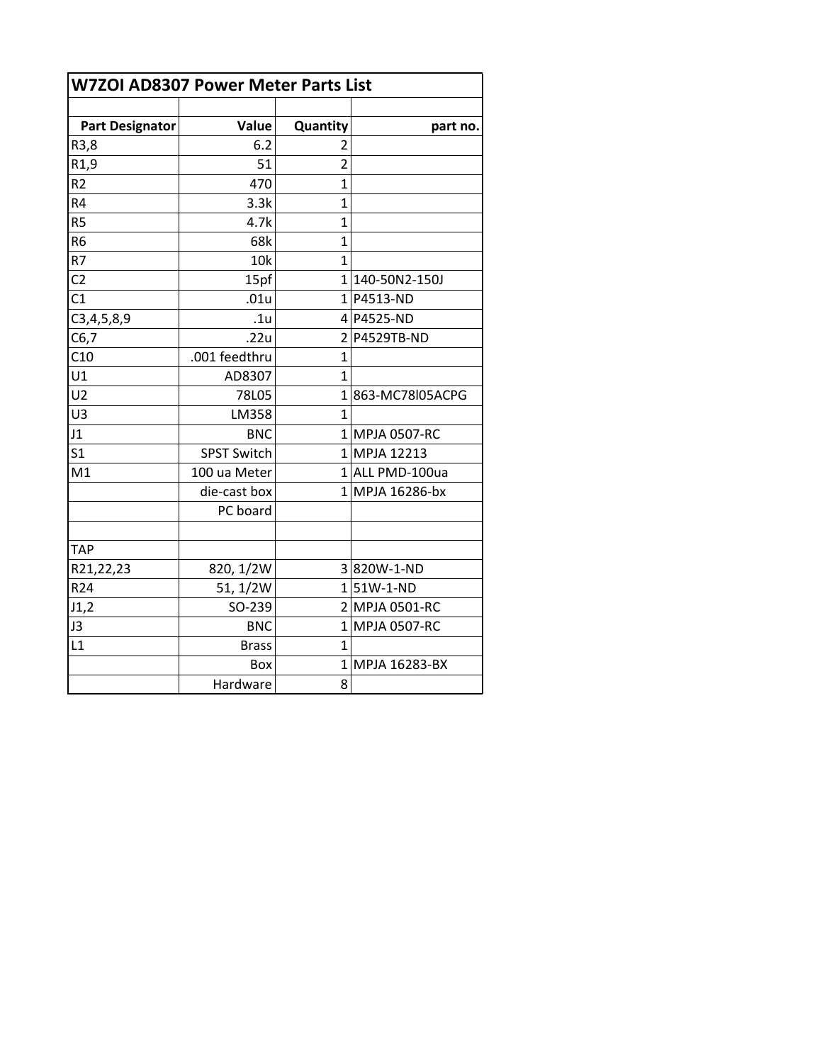# W7ZOI AD8307 Power Meter Parts List

| Part Designator | Value | Quantity | part no. |
|---|---|---|---|
| R3,8 | 6.2 | 2 | |
| R1,9 | 51 | 2 | |
| R2 | 470 | 1 | |
| R4 | 3.3k | 1 | |
| R5 | 4.7k | 1 | |
| R6 | 68k | 1 | |
| R7 | 10k | 1 | |
| C2 | 15pf | 1 | 140-50N2-150J |
| C1 | .01u | 1 | P4513-ND |
| C3,4,5,8,9 | .1u | 4 | P4525-ND |
| C6,7 | .22u | 2 | P4529TB-ND |
| C10 | .001 feedthru | 1 | |
| U1 | AD8307 | 1 | |
| U2 | 78L05 | 1 | 863-MC78l05ACPG |
| U3 | LM358 | 1 | |
| J1 | BNC | 1 | MPJA 0507-RC |
| S1 | SPST Switch | 1 | MPJA 12213 |
| M1 | 100 ua Meter | 1 | ALL PMD-100ua |
| | die-cast box | 1 | MPJA 16286-bx |
| | PC board | | |
| | | | |
| TAP | | | |
| R21,22,23 | 820, 1/2W | 3 | 820W-1-ND |
| R24 | 51, 1/2W | 1 | 51W-1-ND |
| J1,2 | SO-239 | 2 | MPJA 0501-RC |
| J3 | BNC | 1 | MPJA 0507-RC |
| L1 | Brass | 1 | |
| | Box | 1 | MPJA 16283-BX |
| | Hardware | 8 | |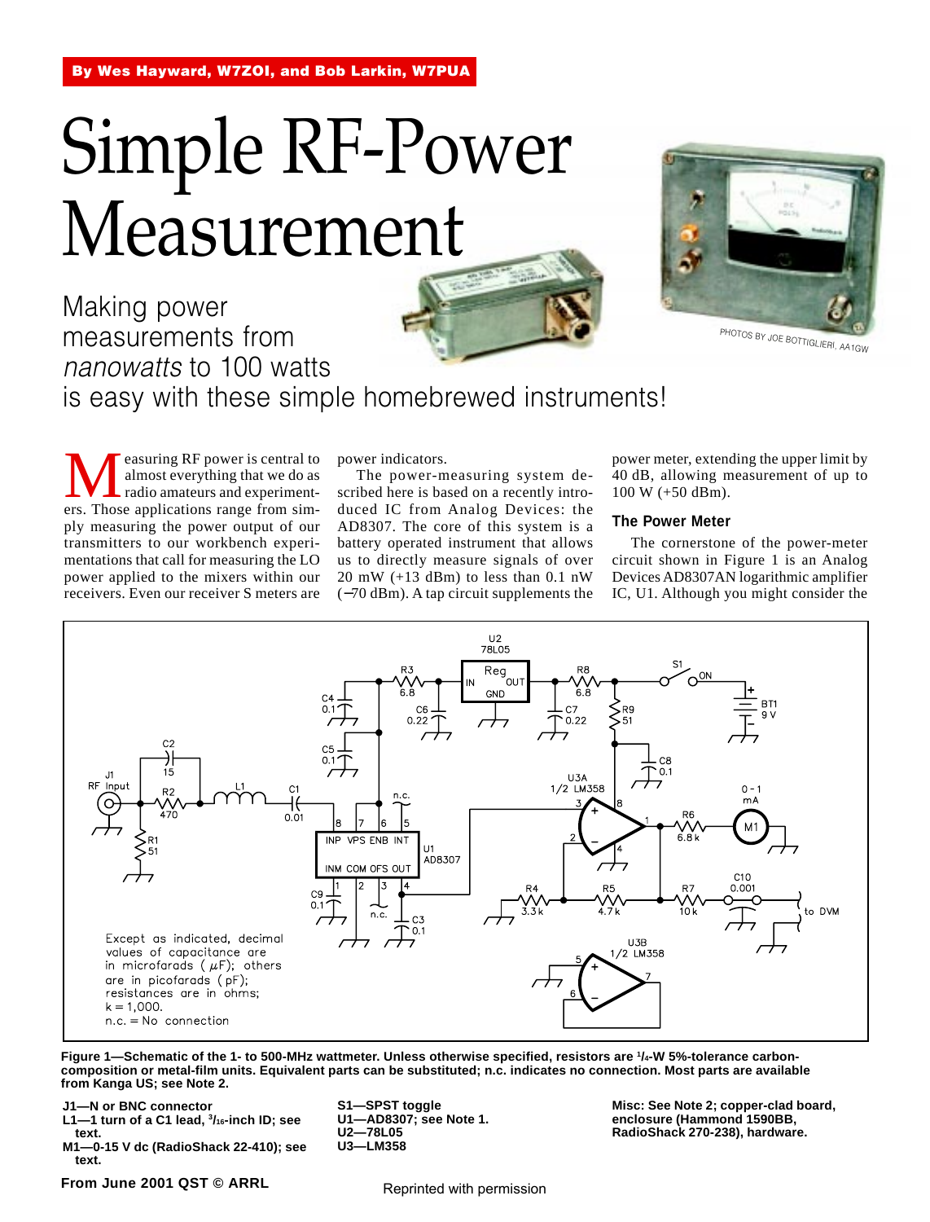**By Wes Hayward, W7ZOI, and Bob Larkin, W7PUA**

# Simple RF-Power Measurement

## Making power measurements from *nanowatts* to 100 watts is easy with these simple homebrewed instruments!

PHOTOS BY JOE BOTTIGLIERI, AA1GW

Measuring RF power is central to almost everything that we do as radio amateurs and experimenters. Those applications range from simply measuring the power output of our transmitters to our workbench experimentations that call for measuring the LO power applied to the mixers within our receivers. Even our receiver S meters are power indicators.

The power-measuring system described here is based on a recently introduced IC from Analog Devices: the AD8307. The core of this system is a battery operated instrument that allows us to directly measure signals of over 20 mW (+13 dBm) to less than 0.1 nW (−70 dBm). A tap circuit supplements the power meter, extending the upper limit by 40 dB, allowing measurement of up to 100 W (+50 dBm).

### The Power Meter

The cornerstone of the power-meter circuit shown in Figure 1 is an Analog Devices AD8307AN logarithmic amplifier IC, U1. Although you might consider the

Except as indicated, decimal values of capacitance are in microfarads ( µF); others are in picofarads ( pF); resistances are in ohms; k = 1,000. n.c. = No connection

**Figure 1—Schematic of the 1- to 500-MHz wattmeter. Unless otherwise specified, resistors are 1/4-W 5%-tolerance carbon-composition or metal-film units. Equivalent parts can be substituted; n.c. indicates no connection. Most parts are available from Kanga US; see Note 2.**

**J1—N or BNC connector**
**L1—1 turn of a C1 lead, 3/16-inch ID; see text.**
**M1—0-15 V dc (RadioShack 22-410); see text.**
**S1—SPST toggle**
**U1—AD8307; see Note 1.**
**U2—78L05**
**U3—LM358**
**Misc: See Note 2; copper-clad board, enclosure (Hammond 1590BB, RadioShack 270-238), hardware.**

**From June 2001 QST © ARRL**

Reprinted with permission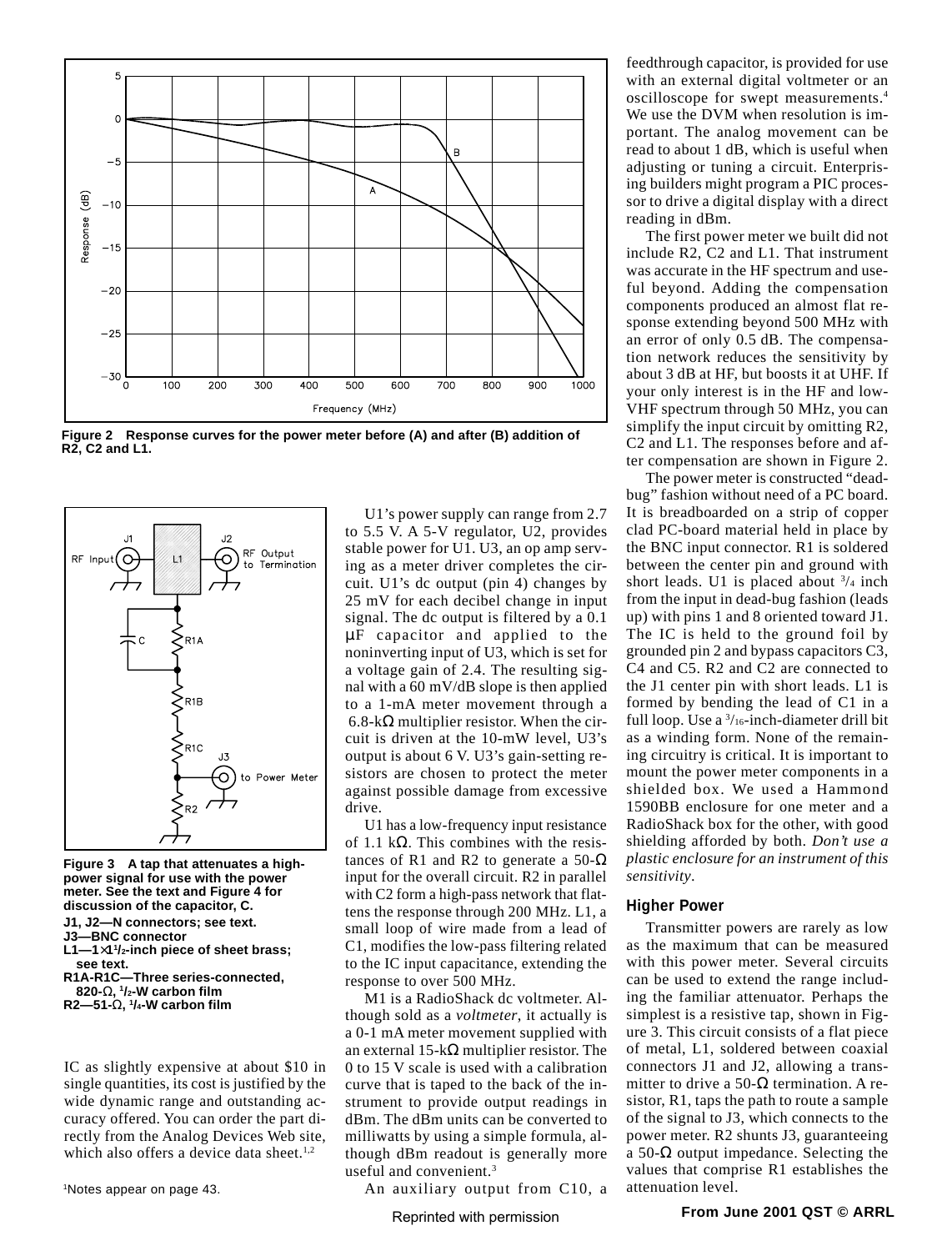Figure 2 — Response curves for the power meter before (A) and after (B) addition of R2, C2 and L1.

Figure 3 — A tap that attenuates a high-power signal for use with the power meter. See the text and Figure 4 for discussion of the capacitor, C.

**J1, J2—N connectors; see text.**
**J3—BNC connector**
**L1—1×1½-inch piece of sheet brass; see text.**
**R1A-R1C—Three series-connected, 820-Ω, ½-W carbon film**
**R2—51-Ω, ¼-W carbon film**

IC as slightly expensive at about $10 in single quantities, its cost is justified by the wide dynamic range and outstanding accuracy offered. You can order the part directly from the Analog Devices Web site, which also offers a device data sheet.[1,2]

U1's power supply can range from 2.7 to 5.5 V. A 5-V regulator, U2, provides stable power for U1. U3, an op amp serving as a meter driver completes the circuit. U1's dc output (pin 4) changes by 25 mV for each decibel change in input signal. The dc output is filtered by a 0.1 μF capacitor and applied to the noninverting input of U3, which is set for a voltage gain of 2.4. The resulting signal with a 60 mV/dB slope is then applied to a 1-mA meter movement through a 6.8-kΩ multiplier resistor. When the circuit is driven at the 10-mW level, U3's output is about 6 V. U3's gain-setting resistors are chosen to protect the meter against possible damage from excessive drive.

U1 has a low-frequency input resistance of 1.1 kΩ. This combines with the resistances of R1 and R2 to generate a 50-Ω input for the overall circuit. R2 in parallel with C2 form a high-pass network that flattens the response through 200 MHz. L1, a small loop of wire made from a lead of C1, modifies the low-pass filtering related to the IC input capacitance, extending the response to over 500 MHz.

M1 is a RadioShack dc voltmeter. Although sold as a *voltmeter*, it actually is a 0-1 mA meter movement supplied with an external 15-kΩ multiplier resistor. The 0 to 15 V scale is used with a calibration curve that is taped to the back of the instrument to provide output readings in dBm. The dBm units can be converted to milliwatts by using a simple formula, although dBm readout is generally more useful and convenient.[3]

An auxiliary output from C10, a feedthrough capacitor, is provided for use with an external digital voltmeter or an oscilloscope for swept measurements.[4] We use the DVM when resolution is important. The analog movement can be read to about 1 dB, which is useful when adjusting or tuning a circuit. Enterprising builders might program a PIC processor to drive a digital display with a direct reading in dBm.

The first power meter we built did not include R2, C2 and L1. That instrument was accurate in the HF spectrum and useful beyond. Adding the compensation components produced an almost flat response extending beyond 500 MHz with an error of only 0.5 dB. The compensation network reduces the sensitivity by about 3 dB at HF, but boosts it at UHF. If your only interest is in the HF and low-VHF spectrum through 50 MHz, you can simplify the input circuit by omitting R2, C2 and L1. The responses before and after compensation are shown in Figure 2.

The power meter is constructed "dead-bug" fashion without need of a PC board. It is breadboarded on a strip of copper clad PC-board material held in place by the BNC input connector. R1 is soldered between the center pin and ground with short leads. U1 is placed about ¾ inch from the input in dead-bug fashion (leads up) with pins 1 and 8 oriented toward J1. The IC is held to the ground foil by grounded pin 2 and bypass capacitors C3, C4 and C5. R2 and C2 are connected to the J1 center pin with short leads. L1 is formed by bending the lead of C1 in a full loop. Use a ³⁄₁₆-inch-diameter drill bit as a winding form. None of the remaining circuitry is critical. It is important to mount the power meter components in a shielded box. We used a Hammond 1590BB enclosure for one meter and a RadioShack box for the other, with good shielding afforded by both. *Don't use a plastic enclosure for an instrument of this sensitivity*.

### Higher Power

Transmitter powers are rarely as low as the maximum that can be measured with this power meter. Several circuits can be used to extend the range including the familiar attenuator. Perhaps the simplest is a resistive tap, shown in Figure 3. This circuit consists of a flat piece of metal, L1, soldered between coaxial connectors J1 and J2, allowing a transmitter to drive a 50-Ω termination. A resistor, R1, taps the path to route a sample of the signal to J3, which connects to the power meter. R2 shunts J3, guaranteeing a 50-Ω output impedance. Selecting the values that comprise R1 establishes the attenuation level.

[1]Notes appear on page 43.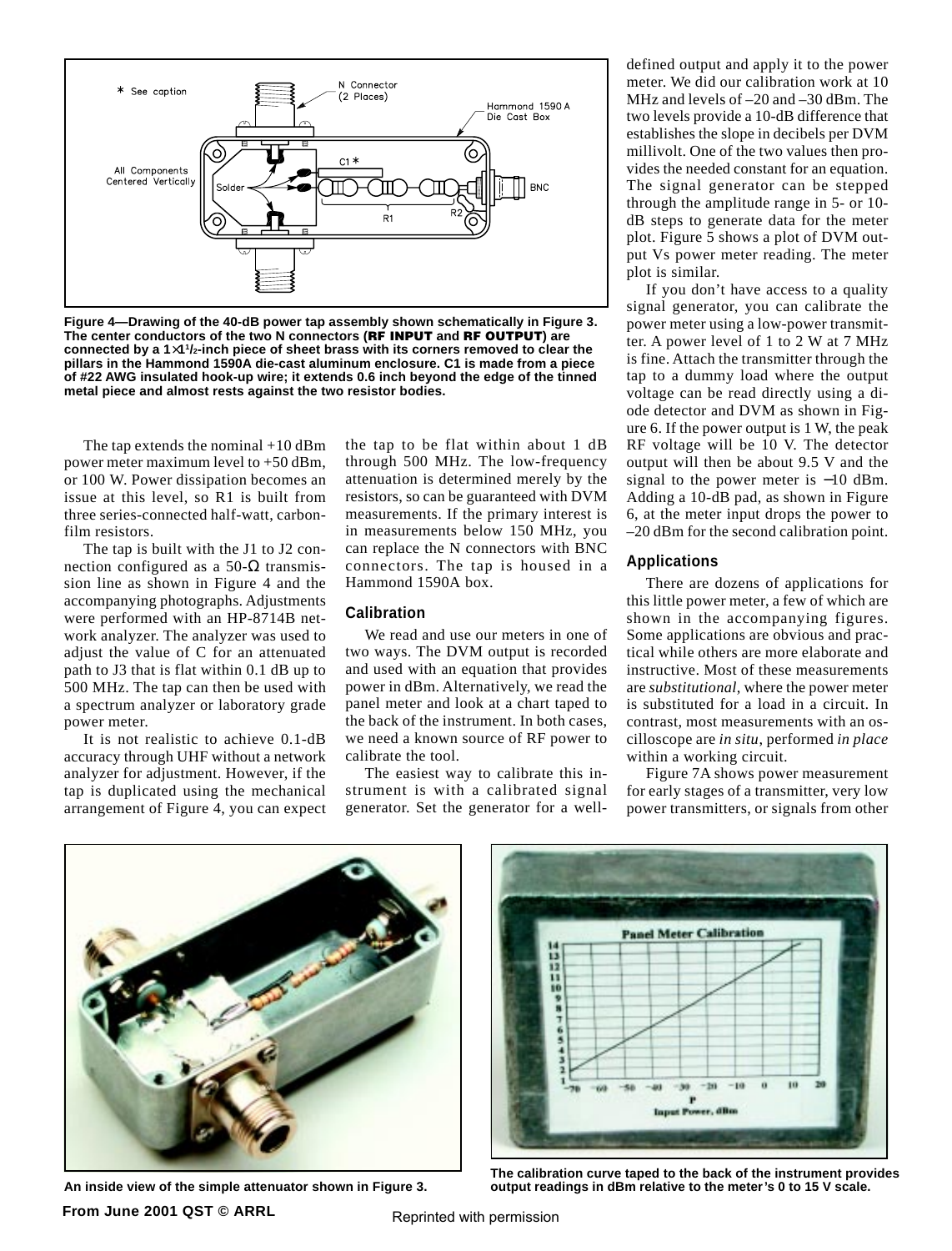Figure 4—Drawing of the 40-dB power tap assembly shown schematically in Figure 3. The center conductors of the two N connectors (**RF INPUT** and **RF OUTPUT**) are connected by a 1×1½-inch piece of sheet brass with its corners removed to clear the pillars in the Hammond 1590A die-cast aluminum enclosure. C1 is made from a piece of #22 AWG insulated hook-up wire; it extends 0.6 inch beyond the edge of the tinned metal piece and almost rests against the two resistor bodies.

The tap extends the nominal +10 dBm power meter maximum level to +50 dBm, or 100 W. Power dissipation becomes an issue at this level, so R1 is built from three series-connected half-watt, carbon-film resistors.

The tap is built with the J1 to J2 connection configured as a 50-Ω transmission line as shown in Figure 4 and the accompanying photographs. Adjustments were performed with an HP-8714B network analyzer. The analyzer was used to adjust the value of C for an attenuated path to J3 that is flat within 0.1 dB up to 500 MHz. The tap can then be used with a spectrum analyzer or laboratory grade power meter.

It is not realistic to achieve 0.1-dB accuracy through UHF without a network analyzer for adjustment. However, if the tap is duplicated using the mechanical arrangement of Figure 4, you can expect the tap to be flat within about 1 dB through 500 MHz. The low-frequency attenuation is determined merely by the resistors, so can be guaranteed with DVM measurements. If the primary interest is in measurements below 150 MHz, you can replace the N connectors with BNC connectors. The tap is housed in a Hammond 1590A box.

### Calibration

We read and use our meters in one of two ways. The DVM output is recorded and used with an equation that provides power in dBm. Alternatively, we read the panel meter and look at a chart taped to the back of the instrument. In both cases, we need a known source of RF power to calibrate the tool.

The easiest way to calibrate this instrument is with a calibrated signal generator. Set the generator for a well-defined output and apply it to the power meter. We did our calibration work at 10 MHz and levels of –20 and –30 dBm. The two levels provide a 10-dB difference that establishes the slope in decibels per DVM millivolt. One of the two values then provides the needed constant for an equation. The signal generator can be stepped through the amplitude range in 5- or 10-dB steps to generate data for the meter plot. Figure 5 shows a plot of DVM output Vs power meter reading. The meter plot is similar.

If you don't have access to a quality signal generator, you can calibrate the power meter using a low-power transmitter. A power level of 1 to 2 W at 7 MHz is fine. Attach the transmitter through the tap to a dummy load where the output voltage can be read directly using a diode detector and DVM as shown in Figure 6. If the power output is 1 W, the peak RF voltage will be 10 V. The detector output will then be about 9.5 V and the signal to the power meter is −10 dBm. Adding a 10-dB pad, as shown in Figure 6, at the meter input drops the power to –20 dBm for the second calibration point.

### Applications

There are dozens of applications for this little power meter, a few of which are shown in the accompanying figures. Some applications are obvious and practical while others are more elaborate and instructive. Most of these measurements are *substitutional*, where the power meter is substituted for a load in a circuit. In contrast, most measurements with an oscilloscope are *in situ*, performed *in place* within a working circuit.

Figure 7A shows power measurement for early stages of a transmitter, very low power transmitters, or signals from other

An inside view of the simple attenuator shown in Figure 3.

The calibration curve taped to the back of the instrument provides output readings in dBm relative to the meter's 0 to 15 V scale.

From June 2001 QST © ARRL

Reprinted with permission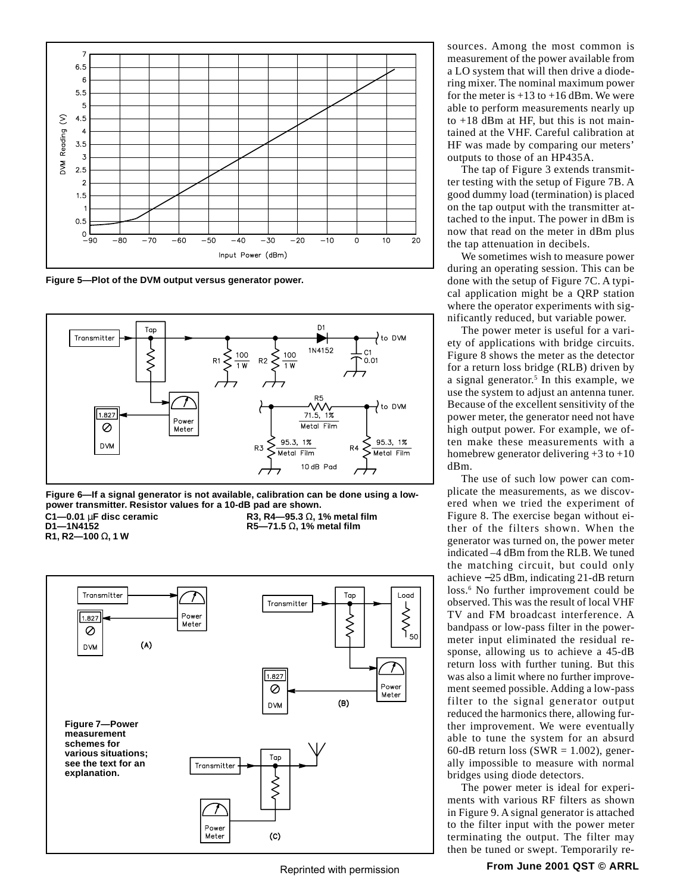Figure 5—Plot of the DVM output versus generator power.

Figure 6—If a signal generator is not available, calibration can be done using a low-power transmitter. Resistor values for a 10-dB pad are shown.

C1—0.01 µF disc ceramic
D1—1N4152
R1, R2—100 Ω, 1 W
R3, R4—95.3 Ω, 1% metal film
R5—71.5 Ω, 1% metal film

Figure 7—Power measurement schemes for various situations; see the text for an explanation.

sources. Among the most common is measurement of the power available from a LO system that will then drive a diode-ring mixer. The nominal maximum power for the meter is +13 to +16 dBm. We were able to perform measurements nearly up to +18 dBm at HF, but this is not maintained at the VHF. Careful calibration at HF was made by comparing our meters' outputs to those of an HP435A.

The tap of Figure 3 extends transmitter testing with the setup of Figure 7B. A good dummy load (termination) is placed on the tap output with the transmitter attached to the input. The power in dBm is now that read on the meter in dBm plus the tap attenuation in decibels.

We sometimes wish to measure power during an operating session. This can be done with the setup of Figure 7C. A typical application might be a QRP station where the operator experiments with significantly reduced, but variable power.

The power meter is useful for a variety of applications with bridge circuits. Figure 8 shows the meter as the detector for a return loss bridge (RLB) driven by a signal generator.[5] In this example, we use the system to adjust an antenna tuner. Because of the excellent sensitivity of the power meter, the generator need not have high output power. For example, we often make these measurements with a homebrew generator delivering +3 to +10 dBm.

The use of such low power can complicate the measurements, as we discovered when we tried the experiment of Figure 8. The exercise began without either of the filters shown. When the generator was turned on, the power meter indicated –4 dBm from the RLB. We tuned the matching circuit, but could only achieve –25 dBm, indicating 21-dB return loss.[6] No further improvement could be observed. This was the result of local VHF TV and FM broadcast interference. A bandpass or low-pass filter in the power-meter input eliminated the residual response, allowing us to achieve a 45-dB return loss with further tuning. But this was also a limit where no further improvement seemed possible. Adding a low-pass filter to the signal generator output reduced the harmonics there, allowing further improvement. We were eventually able to tune the system for an absurd 60-dB return loss (SWR = 1.002), generally impossible to measure with normal bridges using diode detectors.

The power meter is ideal for experiments with various RF filters as shown in Figure 9. A signal generator is attached to the filter input with the power meter terminating the output. The filter may then be tuned or swept. Temporarily re-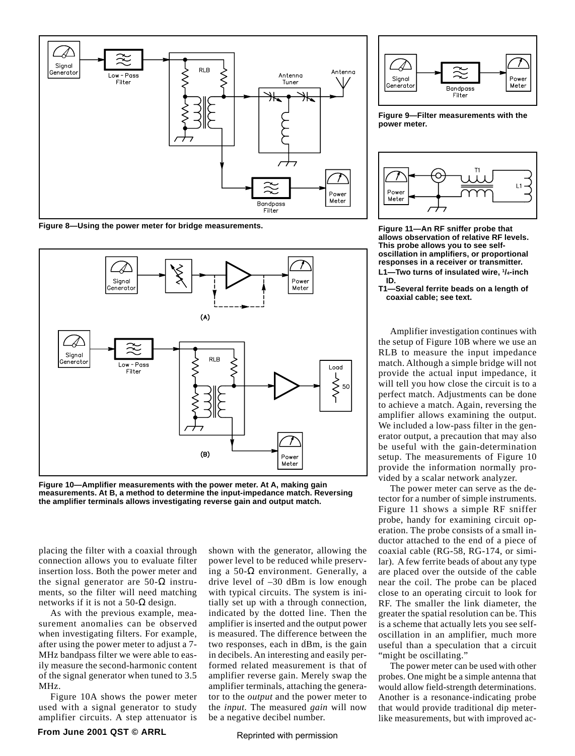Figure 8—Using the power meter for bridge measurements.

Figure 9—Filter measurements with the power meter.

Figure 10—Amplifier measurements with the power meter. At A, making gain measurements. At B, a method to determine the input-impedance match. Reversing the amplifier terminals allows investigating reverse gain and output match.

Figure 11—An RF sniffer probe that allows observation of relative RF levels. This probe allows you to see self-oscillation in amplifiers, or proportional responses in a receiver or transmitter.

L1—Two turns of insulated wire, 1/4-inch ID.

T1—Several ferrite beads on a length of coaxial cable; see text.

placing the filter with a coaxial through connection allows you to evaluate filter insertion loss. Both the power meter and the signal generator are 50-Ω instruments, so the filter will need matching networks if it is not a 50-Ω design.

As with the previous example, measurement anomalies can be observed when investigating filters. For example, after using the power meter to adjust a 7-MHz bandpass filter we were able to easily measure the second-harmonic content of the signal generator when tuned to 3.5 MHz.

Figure 10A shows the power meter used with a signal generator to study amplifier circuits. A step attenuator is shown with the generator, allowing the power level to be reduced while preserving a 50-Ω environment. Generally, a drive level of –30 dBm is low enough with typical circuits. The system is initially set up with a through connection, indicated by the dotted line. Then the amplifier is inserted and the output power is measured. The difference between the two responses, each in dBm, is the gain in decibels. An interesting and easily performed related measurement is that of amplifier reverse gain. Merely swap the amplifier terminals, attaching the generator to the *output* and the power meter to the *input*. The measured *gain* will now be a negative decibel number.

Amplifier investigation continues with the setup of Figure 10B where we use an RLB to measure the input impedance match. Although a simple bridge will not provide the actual input impedance, it will tell you how close the circuit is to a perfect match. Adjustments can be done to achieve a match. Again, reversing the amplifier allows examining the output. We included a low-pass filter in the generator output, a precaution that may also be useful with the gain-determination setup. The measurements of Figure 10 provide the information normally provided by a scalar network analyzer.

The power meter can serve as the detector for a number of simple instruments. Figure 11 shows a simple RF sniffer probe, handy for examining circuit operation. The probe consists of a small inductor attached to the end of a piece of coaxial cable (RG-58, RG-174, or similar). A few ferrite beads of about any type are placed over the outside of the cable near the coil. The probe can be placed close to an operating circuit to look for RF. The smaller the link diameter, the greater the spatial resolution can be. This is a scheme that actually lets you see self-oscillation in an amplifier, much more useful than a speculation that a circuit "might be oscillating."

The power meter can be used with other probes. One might be a simple antenna that would allow field-strength determinations. Another is a resonance-indicating probe that would provide traditional dip meter-like measurements, but with improved ac-

From June 2001 QST © ARRL

Reprinted with permission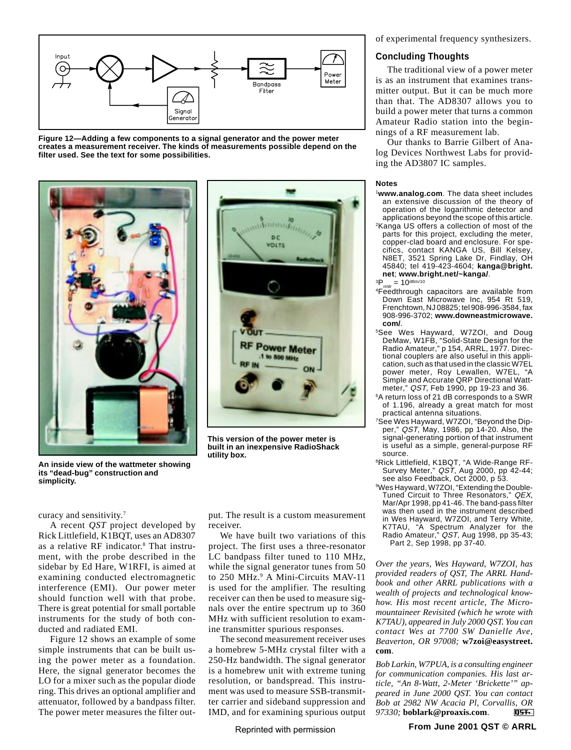Input

Bandpass Filter

Power Meter

Signal Generator

**Figure 12—Adding a few components to a signal generator and the power meter creates a measurement receiver. The kinds of measurements possible depend on the filter used. See the text for some possibilities.**

**An inside view of the wattmeter showing its "dead-bug" construction and simplicity.**

**This version of the power meter is built in an inexpensive RadioShack utility box.**

curacy and sensitivity.[7]

A recent *QST* project developed by Rick Littlefield, K1BQT, uses an AD8307 as a relative RF indicator.[8] That instrument, with the probe described in the sidebar by Ed Hare, W1RFI, is aimed at examining conducted electromagnetic interference (EMI). Our power meter should function well with that probe. There is great potential for small portable instruments for the study of both conducted and radiated EMI.

Figure 12 shows an example of some simple instruments that can be built using the power meter as a foundation. Here, the signal generator becomes the LO for a mixer such as the popular diode ring. This drives an optional amplifier and attenuator, followed by a bandpass filter. The power meter measures the filter output. The result is a custom measurement receiver.

We have built two variations of this project. The first uses a three-resonator LC bandpass filter tuned to 110 MHz, while the signal generator tunes from 50 to 250 MHz.[9] A Mini-Circuits MAV-11 is used for the amplifier. The resulting receiver can then be used to measure signals over the entire spectrum up to 360 MHz with sufficient resolution to examine transmitter spurious responses.

The second measurement receiver uses a homebrew 5-MHz crystal filter with a 250-Hz bandwidth. The signal generator is a homebrew unit with extreme tuning resolution, or bandspread. This instrument was used to measure SSB-transmitter carrier and sideband suppression and IMD, and for examining spurious output of experimental frequency synthesizers.

## Concluding Thoughts

The traditional view of a power meter is as an instrument that examines transmitter output. But it can be much more than that. The AD8307 allows you to build a power meter that turns a common Amateur Radio station into the beginnings of a RF measurement lab.

Our thanks to Barrie Gilbert of Analog Devices Northwest Labs for providing the AD3807 IC samples.

### Notes

[1]**www.analog.com**. The data sheet includes an extensive discussion of the theory of operation of the logarithmic detector and applications beyond the scope of this article.

[2]Kanga US offers a collection of most of the parts for this project, excluding the meter, copper-clad board and enclosure. For specifics, contact KANGA US, Bill Kelsey, N8ET, 3521 Spring Lake Dr, Findlay, OH 45840; tel 419-423-4604; **kanga@bright.net**; **www.bright.net/~kanga/**.

[3]$P_{mW} = 10^{dBm/10}$

[4]Feedthrough capacitors are available from Down East Microwave Inc, 954 Rt 519, Frenchtown, NJ 08825; tel 908-996-3584, fax 908-996-3702; **www.downeastmicrowave.com/**.

[5]See Wes Hayward, W7ZOI, and Doug DeMaw, W1FB, "Solid-State Design for the Radio Amateur," p 154, ARRL, 1977. Directional couplers are also useful in this application, such as that used in the classic W7EL power meter, Roy Lewallen, W7EL, "A Simple and Accurate QRP Directional Wattmeter," *QST*, Feb 1990, pp 19-23 and 36.

[6]A return loss of 21 dB corresponds to a SWR of 1.196, already a great match for most practical antenna situations.

[7]See Wes Hayward, W7ZOI, "Beyond the Dipper," *QST*, May, 1986, pp 14-20. Also, the signal-generating portion of that instrument is useful as a simple, general-purpose RF source.

[8]Rick Littlefield, K1BQT, "A Wide-Range RF-Survey Meter," *QST*, Aug 2000, pp 42-44; see also Feedback, Oct 2000, p 53.

[9]Wes Hayward, W7ZOI, "Extending the Double-Tuned Circuit to Three Resonators," *QEX*, Mar/Apr 1998, pp 41-46. The band-pass filter was then used in the instrument described in Wes Hayward, W7ZOI, and Terry White, K7TAU, "A Spectrum Analyzer for the Radio Amateur," *QST*, Aug 1998, pp 35-43; Part 2, Sep 1998, pp 37-40.

*Over the years, Wes Hayward, W7ZOI, has provided readers of QST, The ARRL Handbook and other ARRL publications with a wealth of projects and technological know-how. His most recent article, The Micromountaineer Revisited (which he wrote with K7TAU), appeared in July 2000 QST. You can contact Wes at 7700 SW Danielle Ave, Beaverton, OR 97008;* **w7zoi@easystreet.com**.

*Bob Larkin, W7PUA, is a consulting engineer for communication companies. His last article, "An 8-Watt, 2-Meter 'Brickette'" appeared in June 2000 QST. You can contact Bob at 2982 NW Acacia Pl, Corvallis, OR 97330;* **boblark@proaxis.com**.

Reprinted with permission

**From June 2001 QST © ARRL**